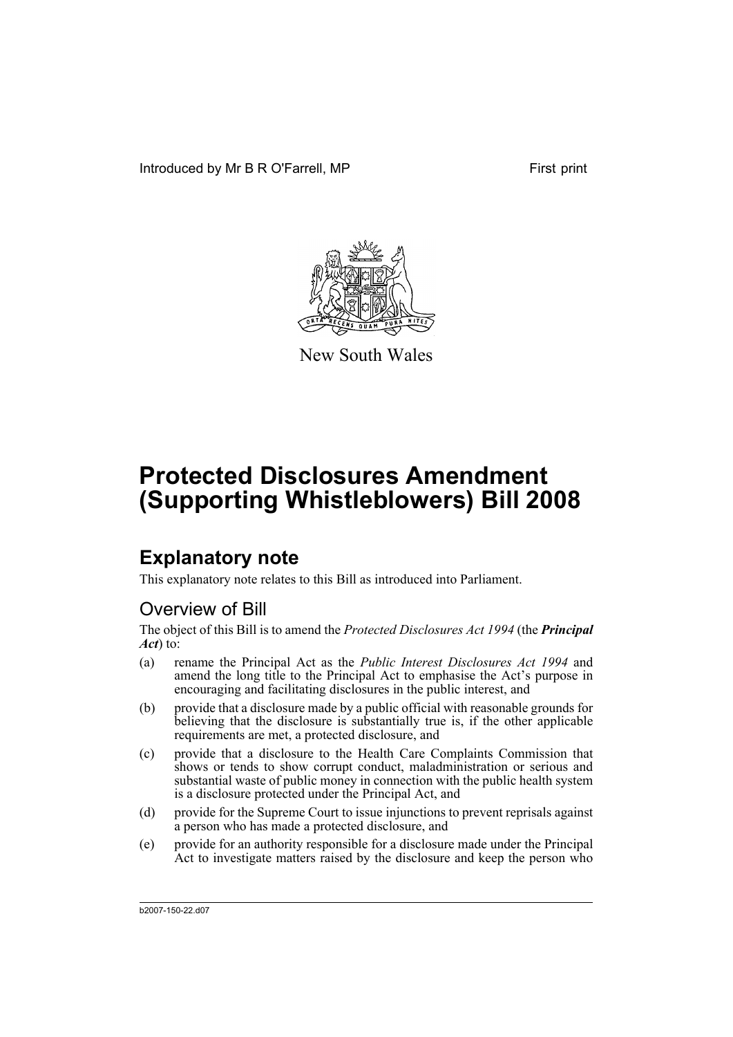Introduced by Mr B R O'Farrell, MP First print

New South Wales

# Protected Disclosures Amendment (Supporting Whistleblowers) Bill 2008

## Explanatory note

This explanatory note relates to this Bill as introduced into Parliament.

### Overview of Bill

The object of this Bill is to amend the *Protected Disclosures Act 1994* (the ***Principal Act***) to:

(a) rename the Principal Act as the *Public Interest Disclosures Act 1994* and amend the long title to the Principal Act to emphasise the Act's purpose in encouraging and facilitating disclosures in the public interest, and

(b) provide that a disclosure made by a public official with reasonable grounds for believing that the disclosure is substantially true is, if the other applicable requirements are met, a protected disclosure, and

(c) provide that a disclosure to the Health Care Complaints Commission that shows or tends to show corrupt conduct, maladministration or serious and substantial waste of public money in connection with the public health system is a disclosure protected under the Principal Act, and

(d) provide for the Supreme Court to issue injunctions to prevent reprisals against a person who has made a protected disclosure, and

(e) provide for an authority responsible for a disclosure made under the Principal Act to investigate matters raised by the disclosure and keep the person who

b2007-150-22.d07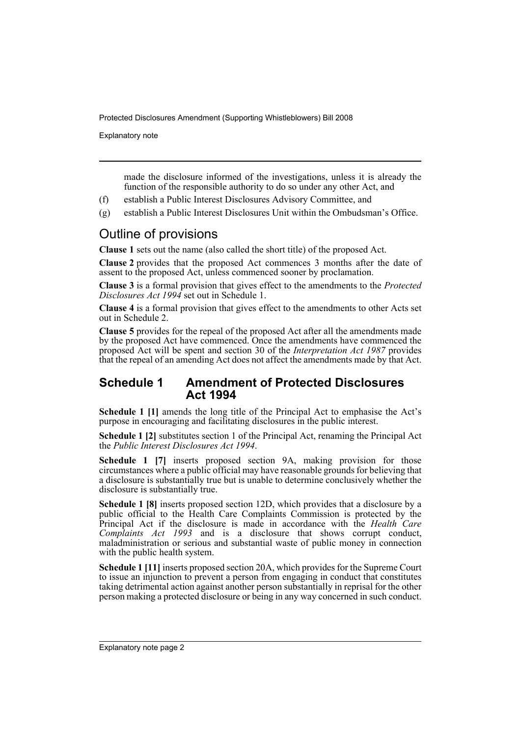made the disclosure informed of the investigations, unless it is already the function of the responsible authority to do so under any other Act, and

(f) establish a Public Interest Disclosures Advisory Committee, and

(g) establish a Public Interest Disclosures Unit within the Ombudsman's Office.

## Outline of provisions

**Clause 1** sets out the name (also called the short title) of the proposed Act.

**Clause 2** provides that the proposed Act commences 3 months after the date of assent to the proposed Act, unless commenced sooner by proclamation.

**Clause 3** is a formal provision that gives effect to the amendments to the *Protected Disclosures Act 1994* set out in Schedule 1.

**Clause 4** is a formal provision that gives effect to the amendments to other Acts set out in Schedule 2.

**Clause 5** provides for the repeal of the proposed Act after all the amendments made by the proposed Act have commenced. Once the amendments have commenced the proposed Act will be spent and section 30 of the *Interpretation Act 1987* provides that the repeal of an amending Act does not affect the amendments made by that Act.

### Schedule 1 Amendment of Protected Disclosures Act 1994

**Schedule 1 [1]** amends the long title of the Principal Act to emphasise the Act's purpose in encouraging and facilitating disclosures in the public interest.

**Schedule 1 [2]** substitutes section 1 of the Principal Act, renaming the Principal Act the *Public Interest Disclosures Act 1994*.

**Schedule 1 [7]** inserts proposed section 9A, making provision for those circumstances where a public official may have reasonable grounds for believing that a disclosure is substantially true but is unable to determine conclusively whether the disclosure is substantially true.

**Schedule 1 [8]** inserts proposed section 12D, which provides that a disclosure by a public official to the Health Care Complaints Commission is protected by the Principal Act if the disclosure is made in accordance with the *Health Care Complaints Act 1993* and is a disclosure that shows corrupt conduct, maladministration or serious and substantial waste of public money in connection with the public health system.

**Schedule 1 [11]** inserts proposed section 20A, which provides for the Supreme Court to issue an injunction to prevent a person from engaging in conduct that constitutes taking detrimental action against another person substantially in reprisal for the other person making a protected disclosure or being in any way concerned in such conduct.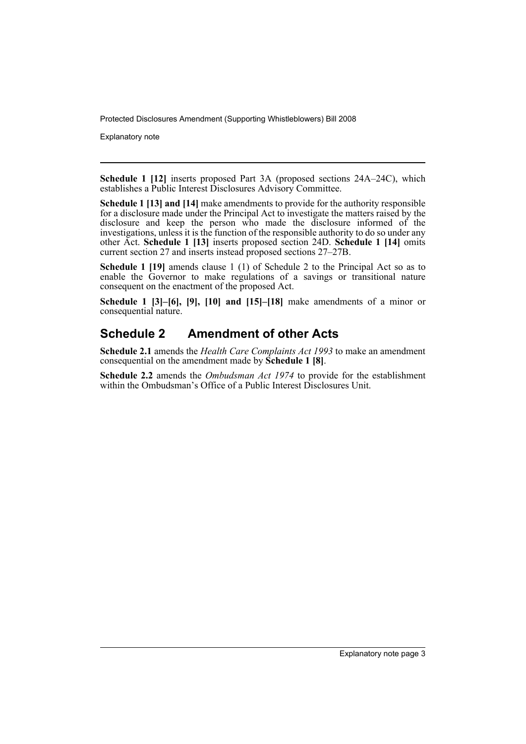**Schedule 1 [12]** inserts proposed Part 3A (proposed sections 24A–24C), which establishes a Public Interest Disclosures Advisory Committee.

**Schedule 1 [13] and [14]** make amendments to provide for the authority responsible for a disclosure made under the Principal Act to investigate the matters raised by the disclosure and keep the person who made the disclosure informed of the investigations, unless it is the function of the responsible authority to do so under any other Act. **Schedule 1 [13]** inserts proposed section 24D. **Schedule 1 [14]** omits current section 27 and inserts instead proposed sections 27–27B.

**Schedule 1 [19]** amends clause 1 (1) of Schedule 2 to the Principal Act so as to enable the Governor to make regulations of a savings or transitional nature consequent on the enactment of the proposed Act.

**Schedule 1 [3]–[6], [9], [10] and [15]–[18]** make amendments of a minor or consequential nature.

## Schedule 2 Amendment of other Acts

**Schedule 2.1** amends the *Health Care Complaints Act 1993* to make an amendment consequential on the amendment made by **Schedule 1 [8]**.

**Schedule 2.2** amends the *Ombudsman Act 1974* to provide for the establishment within the Ombudsman's Office of a Public Interest Disclosures Unit.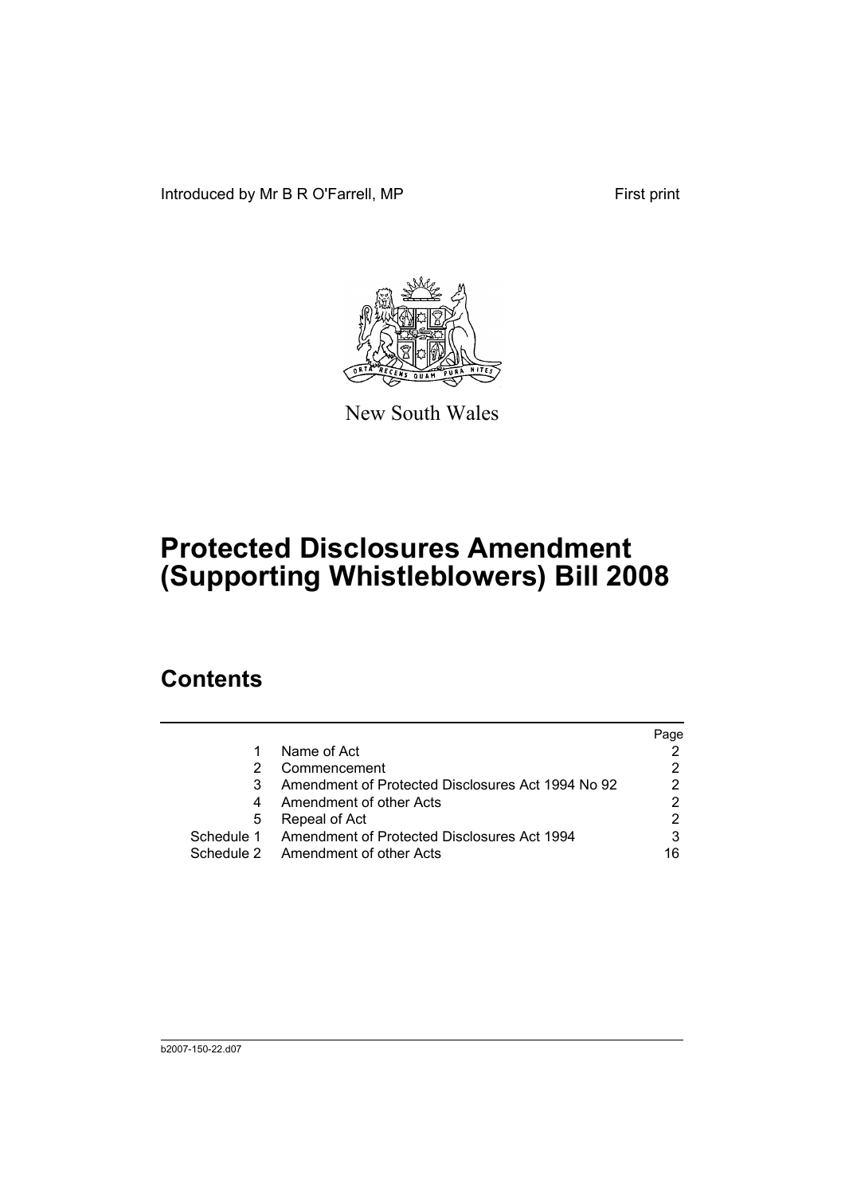Introduced by Mr B R O'Farrell, MP

First print

New South Wales

# Protected Disclosures Amendment (Supporting Whistleblowers) Bill 2008

## Contents

| | | Page |
|---|---|---|
| 1 | Name of Act | 2 |
| 2 | Commencement | 2 |
| 3 | Amendment of Protected Disclosures Act 1994 No 92 | 2 |
| 4 | Amendment of other Acts | 2 |
| 5 | Repeal of Act | 2 |
| Schedule 1 | Amendment of Protected Disclosures Act 1994 | 3 |
| Schedule 2 | Amendment of other Acts | 16 |

b2007-150-22.d07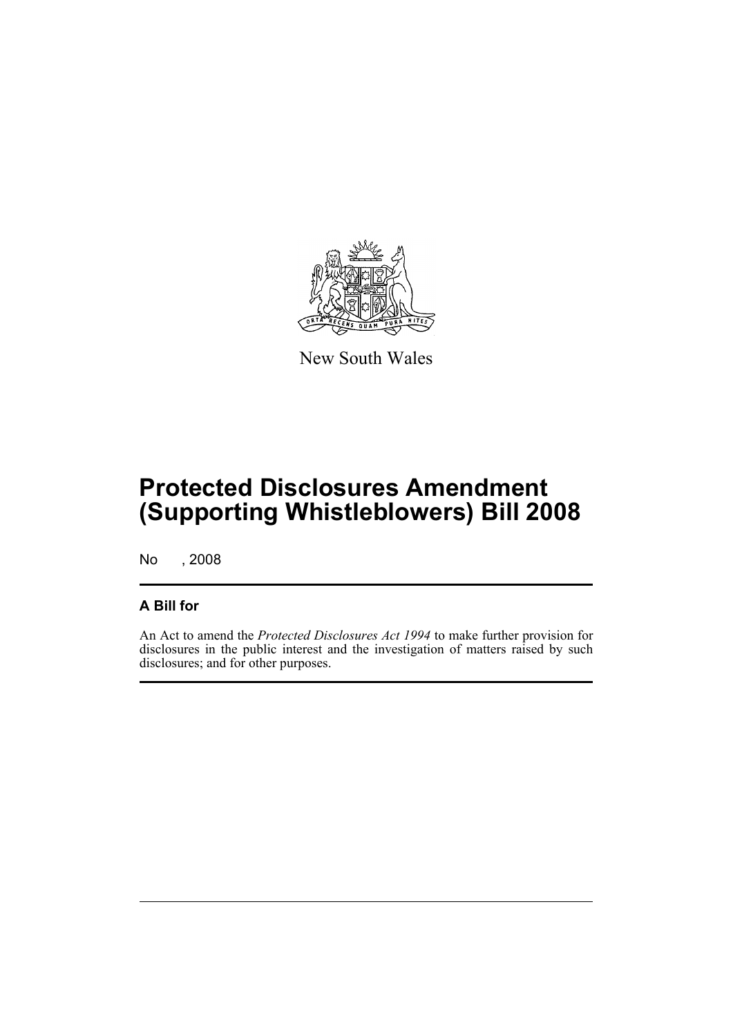New South Wales

# Protected Disclosures Amendment (Supporting Whistleblowers) Bill 2008

No , 2008

## A Bill for

An Act to amend the *Protected Disclosures Act 1994* to make further provision for disclosures in the public interest and the investigation of matters raised by such disclosures; and for other purposes.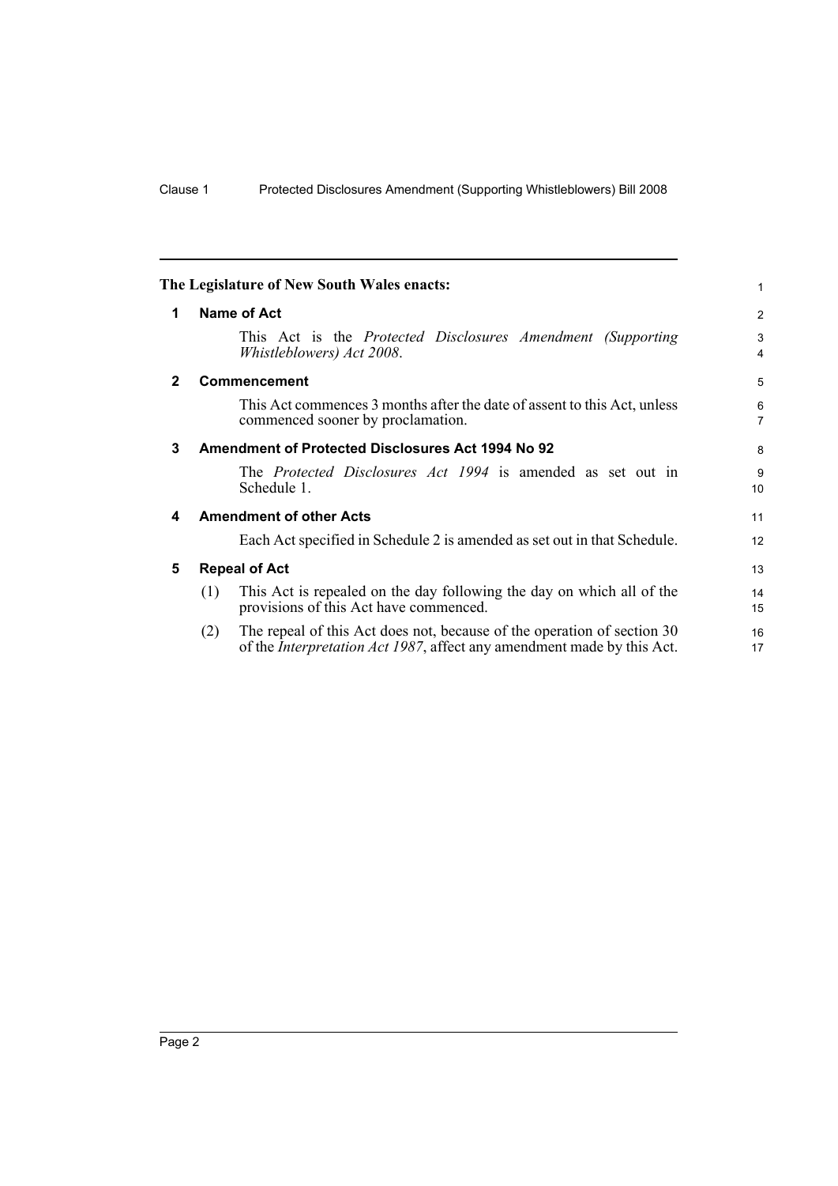**The Legislature of New South Wales enacts:**

## 1 Name of Act

This Act is the *Protected Disclosures Amendment (Supporting Whistleblowers) Act 2008*.

## 2 Commencement

This Act commences 3 months after the date of assent to this Act, unless commenced sooner by proclamation.

## 3 Amendment of Protected Disclosures Act 1994 No 92

The *Protected Disclosures Act 1994* is amended as set out in Schedule 1.

## 4 Amendment of other Acts

Each Act specified in Schedule 2 is amended as set out in that Schedule.

## 5 Repeal of Act

(1) This Act is repealed on the day following the day on which all of the provisions of this Act have commenced.

(2) The repeal of this Act does not, because of the operation of section 30 of the *Interpretation Act 1987*, affect any amendment made by this Act.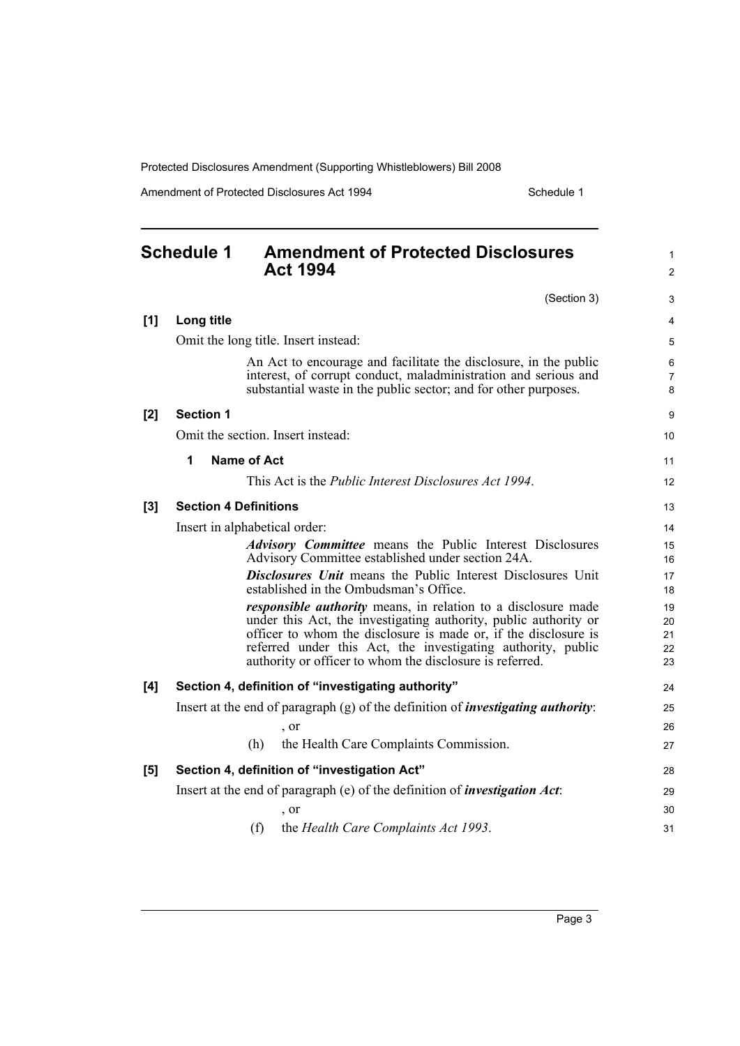## Schedule 1 Amendment of Protected Disclosures Act 1994

(Section 3)

**[1] Long title**

Omit the long title. Insert instead:

> An Act to encourage and facilitate the disclosure, in the public interest, of corrupt conduct, maladministration and serious and substantial waste in the public sector; and for other purposes.

**[2] Section 1**

Omit the section. Insert instead:

> **1 Name of Act**
>
> This Act is the *Public Interest Disclosures Act 1994*.

**[3] Section 4 Definitions**

Insert in alphabetical order:

> ***Advisory Committee*** means the Public Interest Disclosures Advisory Committee established under section 24A.
>
> ***Disclosures Unit*** means the Public Interest Disclosures Unit established in the Ombudsman's Office.
>
> ***responsible authority*** means, in relation to a disclosure made under this Act, the investigating authority, public authority or officer to whom the disclosure is made or, if the disclosure is referred under this Act, the investigating authority, public authority or officer to whom the disclosure is referred.

**[4] Section 4, definition of "investigating authority"**

Insert at the end of paragraph (g) of the definition of ***investigating authority***:

> , or
>
> (h) the Health Care Complaints Commission.

**[5] Section 4, definition of "investigation Act"**

Insert at the end of paragraph (e) of the definition of ***investigation Act***:

> , or
>
> (f) the *Health Care Complaints Act 1993*.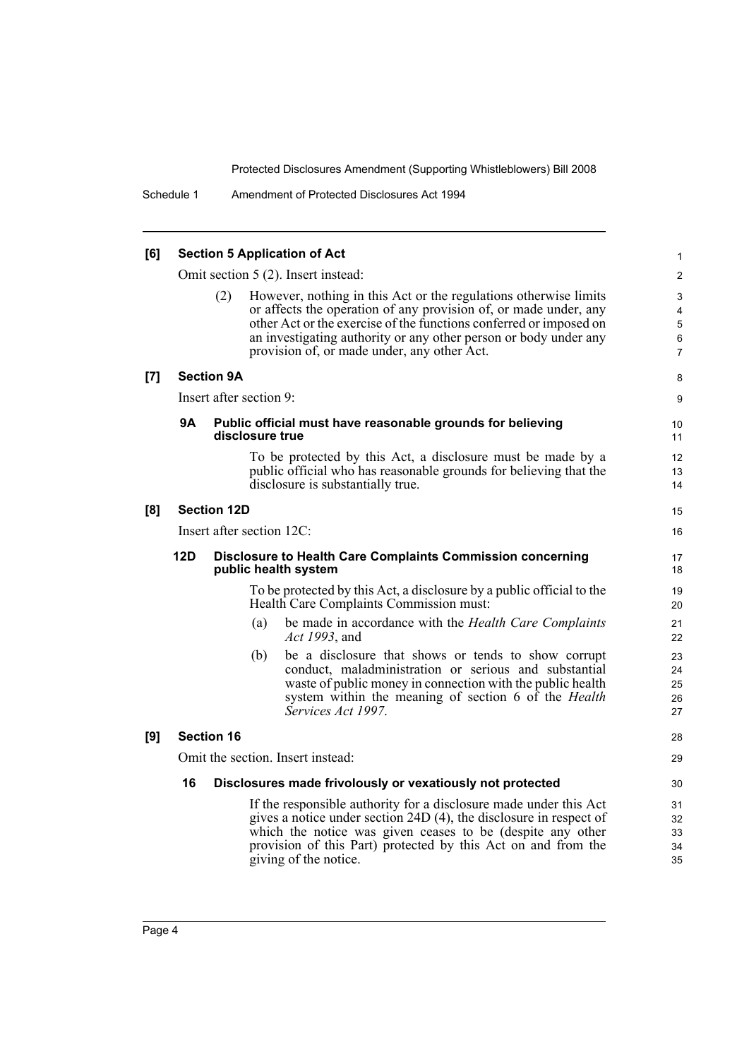**[6] Section 5 Application of Act**

Omit section 5 (2). Insert instead:

(2) However, nothing in this Act or the regulations otherwise limits or affects the operation of any provision of, or made under, any other Act or the exercise of the functions conferred or imposed on an investigating authority or any other person or body under any provision of, or made under, any other Act.

**[7] Section 9A**

Insert after section 9:

**9A Public official must have reasonable grounds for believing disclosure true**

To be protected by this Act, a disclosure must be made by a public official who has reasonable grounds for believing that the disclosure is substantially true.

**[8] Section 12D**

Insert after section 12C:

**12D Disclosure to Health Care Complaints Commission concerning public health system**

To be protected by this Act, a disclosure by a public official to the Health Care Complaints Commission must:

(a) be made in accordance with the *Health Care Complaints Act 1993*, and

(b) be a disclosure that shows or tends to show corrupt conduct, maladministration or serious and substantial waste of public money in connection with the public health system within the meaning of section 6 of the *Health Services Act 1997*.

**[9] Section 16**

Omit the section. Insert instead:

**16 Disclosures made frivolously or vexatiously not protected**

If the responsible authority for a disclosure made under this Act gives a notice under section 24D (4), the disclosure in respect of which the notice was given ceases to be (despite any other provision of this Part) protected by this Act on and from the giving of the notice.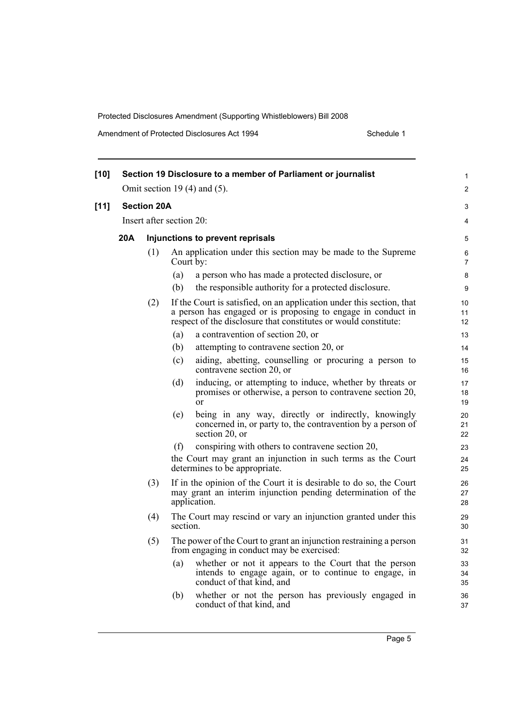**[10] Section 19 Disclosure to a member of Parliament or journalist**

Omit section 19 (4) and (5).

**[11] Section 20A**

Insert after section 20:

**20A Injunctions to prevent reprisals**

(1) An application under this section may be made to the Supreme Court by:

(a) a person who has made a protected disclosure, or

(b) the responsible authority for a protected disclosure.

(2) If the Court is satisfied, on an application under this section, that a person has engaged or is proposing to engage in conduct in respect of the disclosure that constitutes or would constitute:

(a) a contravention of section 20, or

(b) attempting to contravene section 20, or

(c) aiding, abetting, counselling or procuring a person to contravene section 20, or

(d) inducing, or attempting to induce, whether by threats or promises or otherwise, a person to contravene section 20, or

(e) being in any way, directly or indirectly, knowingly concerned in, or party to, the contravention by a person of section 20, or

(f) conspiring with others to contravene section 20,

the Court may grant an injunction in such terms as the Court determines to be appropriate.

(3) If in the opinion of the Court it is desirable to do so, the Court may grant an interim injunction pending determination of the application.

(4) The Court may rescind or vary an injunction granted under this section.

(5) The power of the Court to grant an injunction restraining a person from engaging in conduct may be exercised:

(a) whether or not it appears to the Court that the person intends to engage again, or to continue to engage, in conduct of that kind, and

(b) whether or not the person has previously engaged in conduct of that kind, and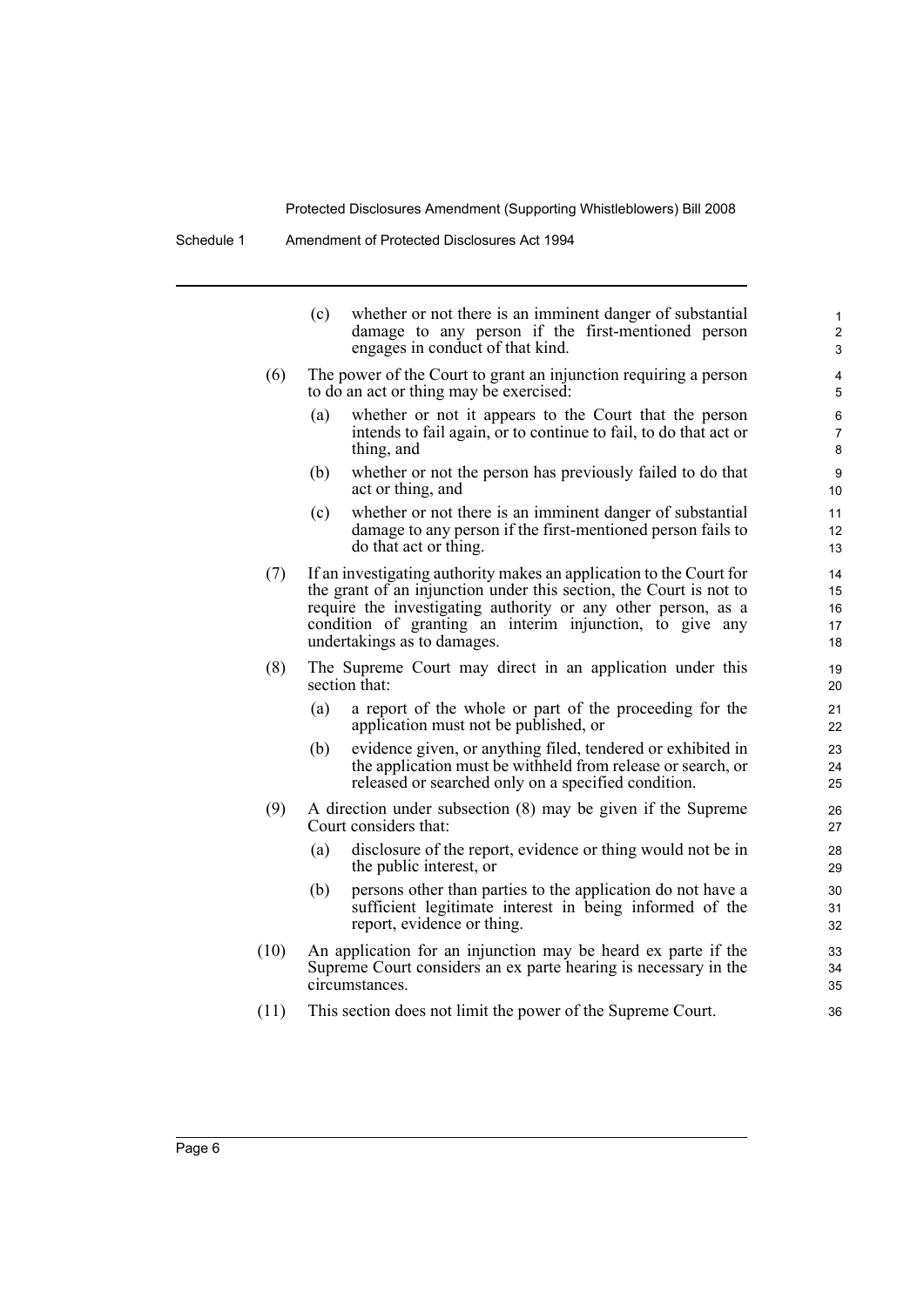(c) whether or not there is an imminent danger of substantial damage to any person if the first-mentioned person engages in conduct of that kind.

(6) The power of the Court to grant an injunction requiring a person to do an act or thing may be exercised:

(a) whether or not it appears to the Court that the person intends to fail again, or to continue to fail, to do that act or thing, and

(b) whether or not the person has previously failed to do that act or thing, and

(c) whether or not there is an imminent danger of substantial damage to any person if the first-mentioned person fails to do that act or thing.

(7) If an investigating authority makes an application to the Court for the grant of an injunction under this section, the Court is not to require the investigating authority or any other person, as a condition of granting an interim injunction, to give any undertakings as to damages.

(8) The Supreme Court may direct in an application under this section that:

(a) a report of the whole or part of the proceeding for the application must not be published, or

(b) evidence given, or anything filed, tendered or exhibited in the application must be withheld from release or search, or released or searched only on a specified condition.

(9) A direction under subsection (8) may be given if the Supreme Court considers that:

(a) disclosure of the report, evidence or thing would not be in the public interest, or

(b) persons other than parties to the application do not have a sufficient legitimate interest in being informed of the report, evidence or thing.

(10) An application for an injunction may be heard ex parte if the Supreme Court considers an ex parte hearing is necessary in the circumstances.

(11) This section does not limit the power of the Supreme Court.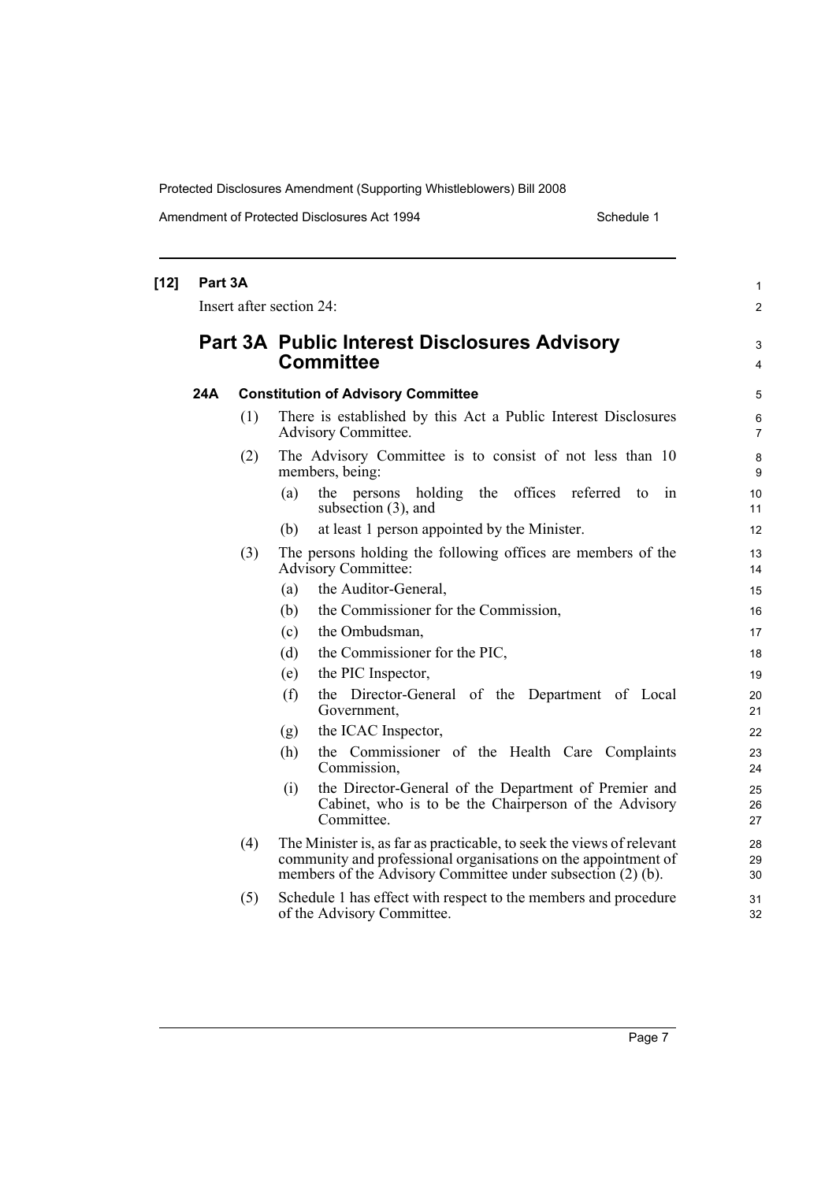**[12] Part 3A**

Insert after section 24:

## Part 3A Public Interest Disclosures Advisory Committee

### 24A Constitution of Advisory Committee

(1) There is established by this Act a Public Interest Disclosures Advisory Committee.

(2) The Advisory Committee is to consist of not less than 10 members, being:

- (a) the persons holding the offices referred to in subsection (3), and
- (b) at least 1 person appointed by the Minister.

(3) The persons holding the following offices are members of the Advisory Committee:

- (a) the Auditor-General,
- (b) the Commissioner for the Commission,
- (c) the Ombudsman,
- (d) the Commissioner for the PIC,
- (e) the PIC Inspector,
- (f) the Director-General of the Department of Local Government,
- (g) the ICAC Inspector,
- (h) the Commissioner of the Health Care Complaints Commission,
- (i) the Director-General of the Department of Premier and Cabinet, who is to be the Chairperson of the Advisory Committee.

(4) The Minister is, as far as practicable, to seek the views of relevant community and professional organisations on the appointment of members of the Advisory Committee under subsection (2) (b).

(5) Schedule 1 has effect with respect to the members and procedure of the Advisory Committee.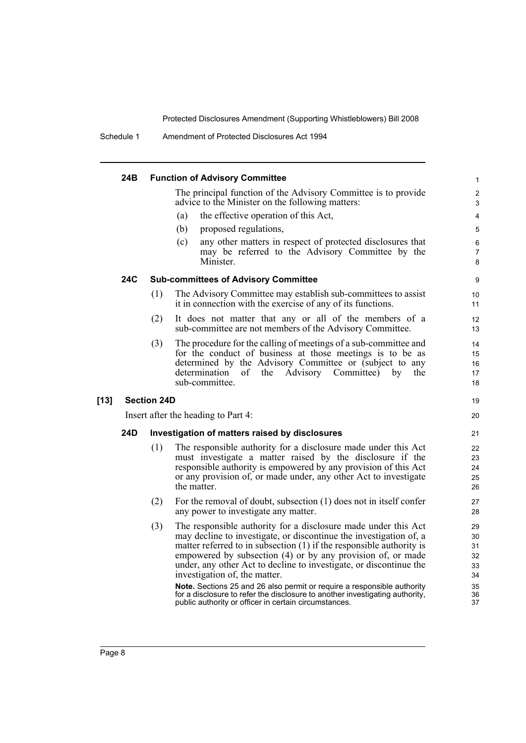#### 24B Function of Advisory Committee

The principal function of the Advisory Committee is to provide advice to the Minister on the following matters:

(a) the effective operation of this Act,

(b) proposed regulations,

(c) any other matters in respect of protected disclosures that may be referred to the Advisory Committee by the Minister.

#### 24C Sub-committees of Advisory Committee

(1) The Advisory Committee may establish sub-committees to assist it in connection with the exercise of any of its functions.

(2) It does not matter that any or all of the members of a sub-committee are not members of the Advisory Committee.

(3) The procedure for the calling of meetings of a sub-committee and for the conduct of business at those meetings is to be as determined by the Advisory Committee or (subject to any determination of the Advisory Committee) by the sub-committee.

### [13] Section 24D

Insert after the heading to Part 4:

#### 24D Investigation of matters raised by disclosures

(1) The responsible authority for a disclosure made under this Act must investigate a matter raised by the disclosure if the responsible authority is empowered by any provision of this Act or any provision of, or made under, any other Act to investigate the matter.

(2) For the removal of doubt, subsection (1) does not in itself confer any power to investigate any matter.

(3) The responsible authority for a disclosure made under this Act may decline to investigate, or discontinue the investigation of, a matter referred to in subsection (1) if the responsible authority is empowered by subsection (4) or by any provision of, or made under, any other Act to decline to investigate, or discontinue the investigation of, the matter.

**Note.** Sections 25 and 26 also permit or require a responsible authority for a disclosure to refer the disclosure to another investigating authority, public authority or officer in certain circumstances.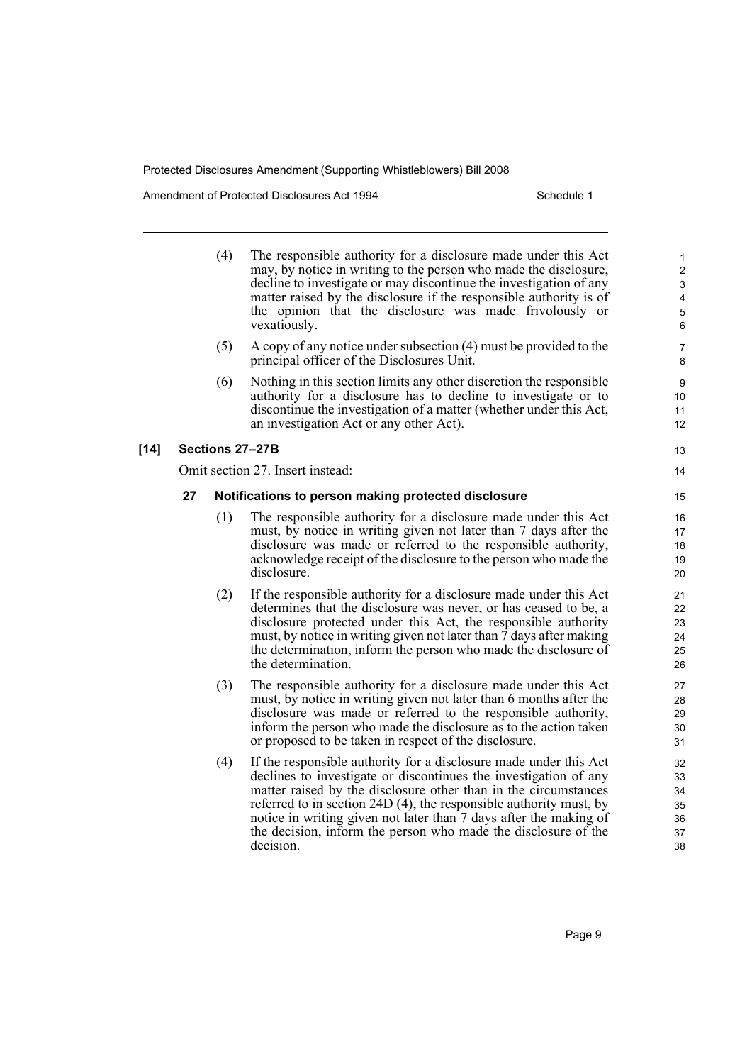(4) The responsible authority for a disclosure made under this Act may, by notice in writing to the person who made the disclosure, decline to investigate or may discontinue the investigation of any matter raised by the disclosure if the responsible authority is of the opinion that the disclosure was made frivolously or vexatiously.

(5) A copy of any notice under subsection (4) must be provided to the principal officer of the Disclosures Unit.

(6) Nothing in this section limits any other discretion the responsible authority for a disclosure has to decline to investigate or to discontinue the investigation of a matter (whether under this Act, an investigation Act or any other Act).

**[14] Sections 27–27B**

Omit section 27. Insert instead:

**27 Notifications to person making protected disclosure**

(1) The responsible authority for a disclosure made under this Act must, by notice in writing given not later than 7 days after the disclosure was made or referred to the responsible authority, acknowledge receipt of the disclosure to the person who made the disclosure.

(2) If the responsible authority for a disclosure made under this Act determines that the disclosure was never, or has ceased to be, a disclosure protected under this Act, the responsible authority must, by notice in writing given not later than 7 days after making the determination, inform the person who made the disclosure of the determination.

(3) The responsible authority for a disclosure made under this Act must, by notice in writing given not later than 6 months after the disclosure was made or referred to the responsible authority, inform the person who made the disclosure as to the action taken or proposed to be taken in respect of the disclosure.

(4) If the responsible authority for a disclosure made under this Act declines to investigate or discontinues the investigation of any matter raised by the disclosure other than in the circumstances referred to in section 24D (4), the responsible authority must, by notice in writing given not later than 7 days after the making of the decision, inform the person who made the disclosure of the decision.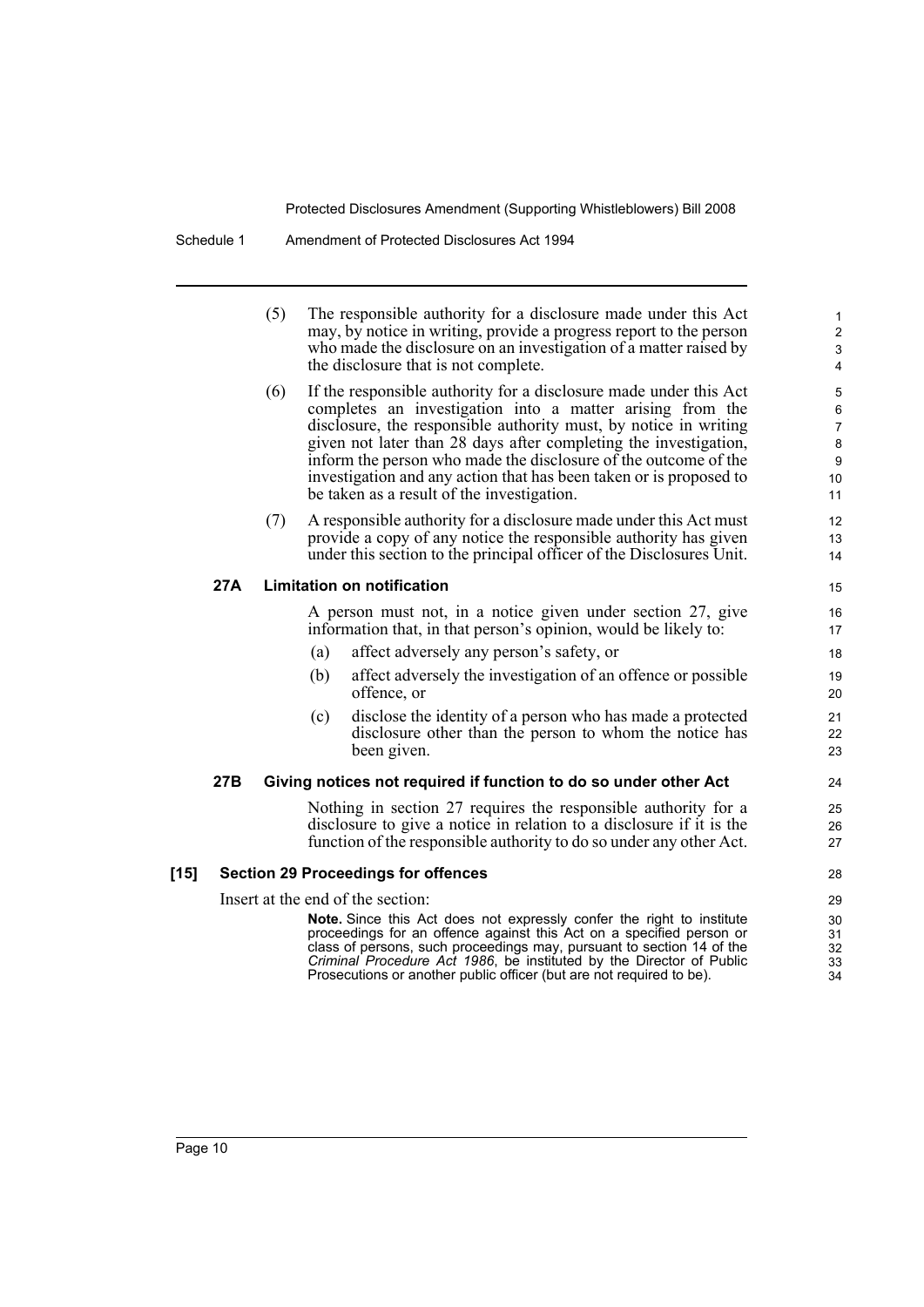(5) The responsible authority for a disclosure made under this Act may, by notice in writing, provide a progress report to the person who made the disclosure on an investigation of a matter raised by the disclosure that is not complete.

(6) If the responsible authority for a disclosure made under this Act completes an investigation into a matter arising from the disclosure, the responsible authority must, by notice in writing given not later than 28 days after completing the investigation, inform the person who made the disclosure of the outcome of the investigation and any action that has been taken or is proposed to be taken as a result of the investigation.

(7) A responsible authority for a disclosure made under this Act must provide a copy of any notice the responsible authority has given under this section to the principal officer of the Disclosures Unit.

### 27A Limitation on notification

A person must not, in a notice given under section 27, give information that, in that person's opinion, would be likely to:

(a) affect adversely any person's safety, or

(b) affect adversely the investigation of an offence or possible offence, or

(c) disclose the identity of a person who has made a protected disclosure other than the person to whom the notice has been given.

### 27B Giving notices not required if function to do so under other Act

Nothing in section 27 requires the responsible authority for a disclosure to give a notice in relation to a disclosure if it is the function of the responsible authority to do so under any other Act.

## [15] Section 29 Proceedings for offences

Insert at the end of the section:

**Note.** Since this Act does not expressly confer the right to institute proceedings for an offence against this Act on a specified person or class of persons, such proceedings may, pursuant to section 14 of the *Criminal Procedure Act 1986*, be instituted by the Director of Public Prosecutions or another public officer (but are not required to be).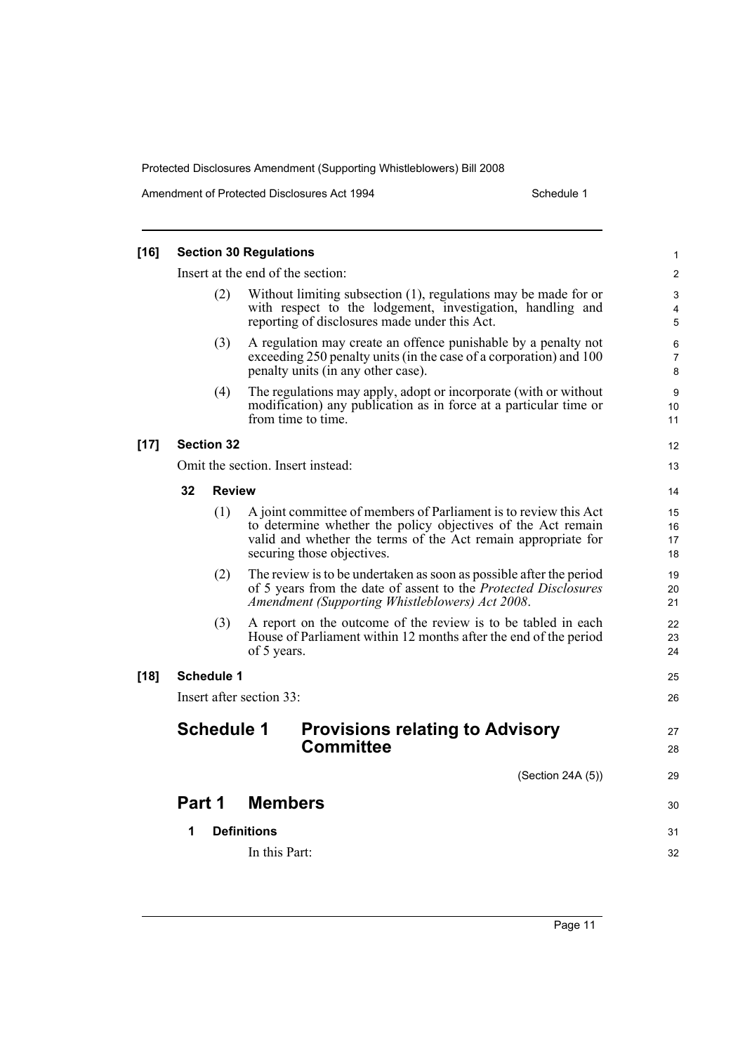**[16] Section 30 Regulations**

Insert at the end of the section:

(2) Without limiting subsection (1), regulations may be made for or with respect to the lodgement, investigation, handling and reporting of disclosures made under this Act.

(3) A regulation may create an offence punishable by a penalty not exceeding 250 penalty units (in the case of a corporation) and 100 penalty units (in any other case).

(4) The regulations may apply, adopt or incorporate (with or without modification) any publication as in force at a particular time or from time to time.

**[17] Section 32**

Omit the section. Insert instead:

**32 Review**

(1) A joint committee of members of Parliament is to review this Act to determine whether the policy objectives of the Act remain valid and whether the terms of the Act remain appropriate for securing those objectives.

(2) The review is to be undertaken as soon as possible after the period of 5 years from the date of assent to the *Protected Disclosures Amendment (Supporting Whistleblowers) Act 2008*.

(3) A report on the outcome of the review is to be tabled in each House of Parliament within 12 months after the end of the period of 5 years.

**[18] Schedule 1**

Insert after section 33:

## Schedule 1 Provisions relating to Advisory Committee

(Section 24A (5))

## Part 1 Members

**1 Definitions**

In this Part: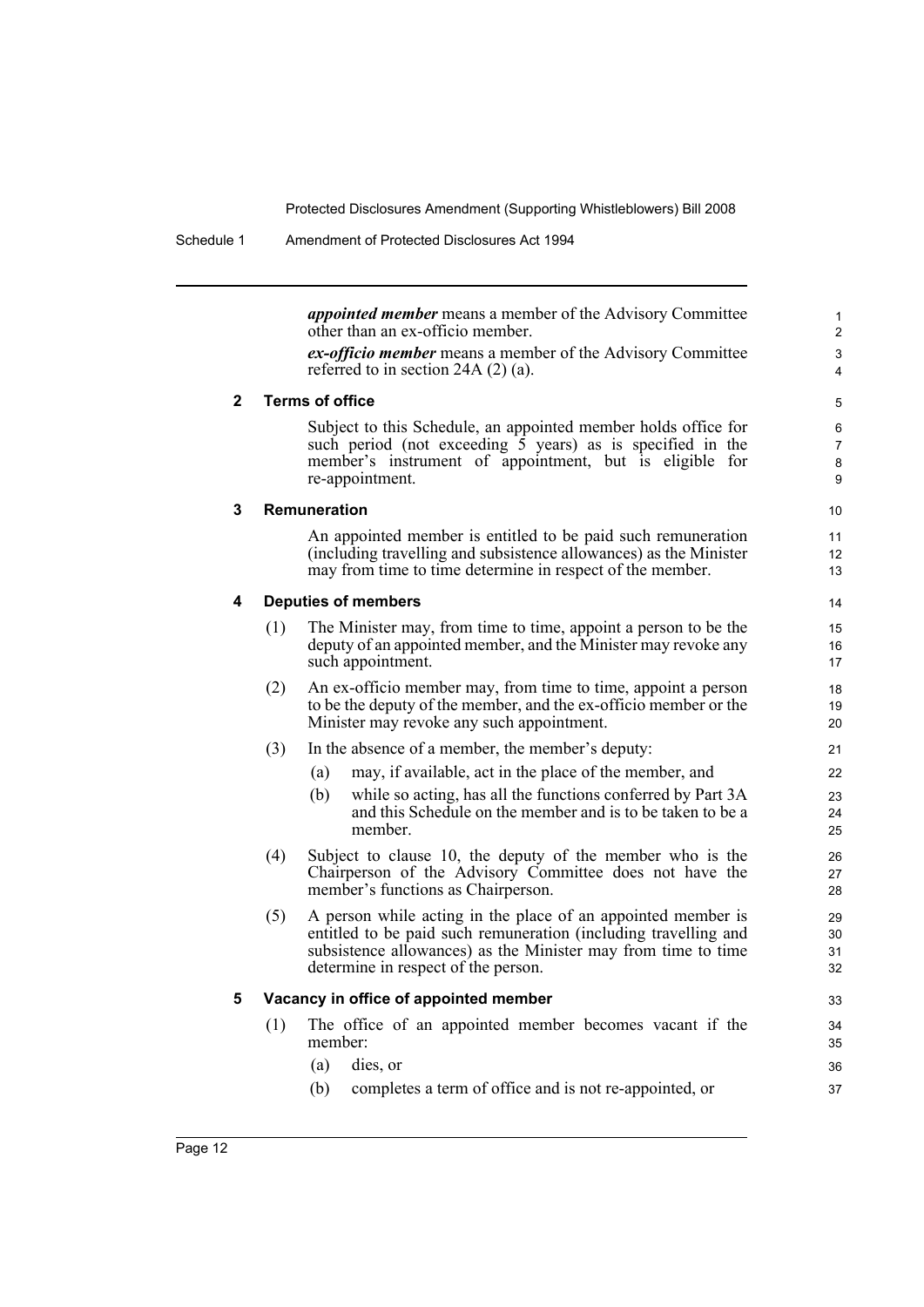***appointed member*** means a member of the Advisory Committee other than an ex-officio member.

***ex-officio member*** means a member of the Advisory Committee referred to in section 24A (2) (a).

**2 Terms of office**

Subject to this Schedule, an appointed member holds office for such period (not exceeding 5 years) as is specified in the member's instrument of appointment, but is eligible for re-appointment.

**3 Remuneration**

An appointed member is entitled to be paid such remuneration (including travelling and subsistence allowances) as the Minister may from time to time determine in respect of the member.

**4 Deputies of members**

(1) The Minister may, from time to time, appoint a person to be the deputy of an appointed member, and the Minister may revoke any such appointment.

(2) An ex-officio member may, from time to time, appoint a person to be the deputy of the member, and the ex-officio member or the Minister may revoke any such appointment.

(3) In the absence of a member, the member's deputy:

(a) may, if available, act in the place of the member, and

(b) while so acting, has all the functions conferred by Part 3A and this Schedule on the member and is to be taken to be a member.

(4) Subject to clause 10, the deputy of the member who is the Chairperson of the Advisory Committee does not have the member's functions as Chairperson.

(5) A person while acting in the place of an appointed member is entitled to be paid such remuneration (including travelling and subsistence allowances) as the Minister may from time to time determine in respect of the person.

**5 Vacancy in office of appointed member**

(1) The office of an appointed member becomes vacant if the member:

(a) dies, or

(b) completes a term of office and is not re-appointed, or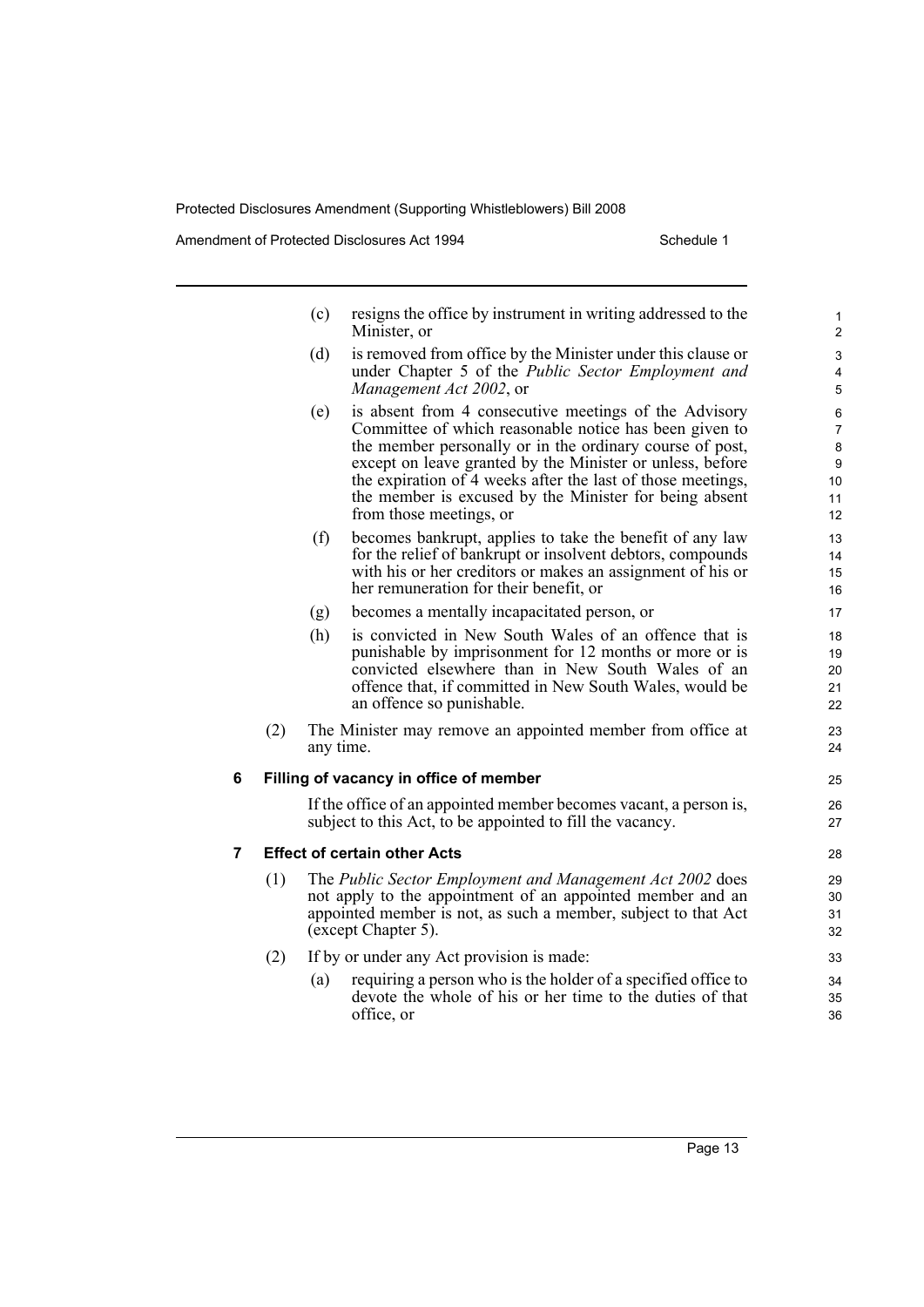(c) resigns the office by instrument in writing addressed to the Minister, or

(d) is removed from office by the Minister under this clause or under Chapter 5 of the *Public Sector Employment and Management Act 2002*, or

(e) is absent from 4 consecutive meetings of the Advisory Committee of which reasonable notice has been given to the member personally or in the ordinary course of post, except on leave granted by the Minister or unless, before the expiration of 4 weeks after the last of those meetings, the member is excused by the Minister for being absent from those meetings, or

(f) becomes bankrupt, applies to take the benefit of any law for the relief of bankrupt or insolvent debtors, compounds with his or her creditors or makes an assignment of his or her remuneration for their benefit, or

(g) becomes a mentally incapacitated person, or

(h) is convicted in New South Wales of an offence that is punishable by imprisonment for 12 months or more or is convicted elsewhere than in New South Wales of an offence that, if committed in New South Wales, would be an offence so punishable.

(2) The Minister may remove an appointed member from office at any time.

### 6 Filling of vacancy in office of member

If the office of an appointed member becomes vacant, a person is, subject to this Act, to be appointed to fill the vacancy.

### 7 Effect of certain other Acts

(1) The *Public Sector Employment and Management Act 2002* does not apply to the appointment of an appointed member and an appointed member is not, as such a member, subject to that Act (except Chapter 5).

(2) If by or under any Act provision is made:

(a) requiring a person who is the holder of a specified office to devote the whole of his or her time to the duties of that office, or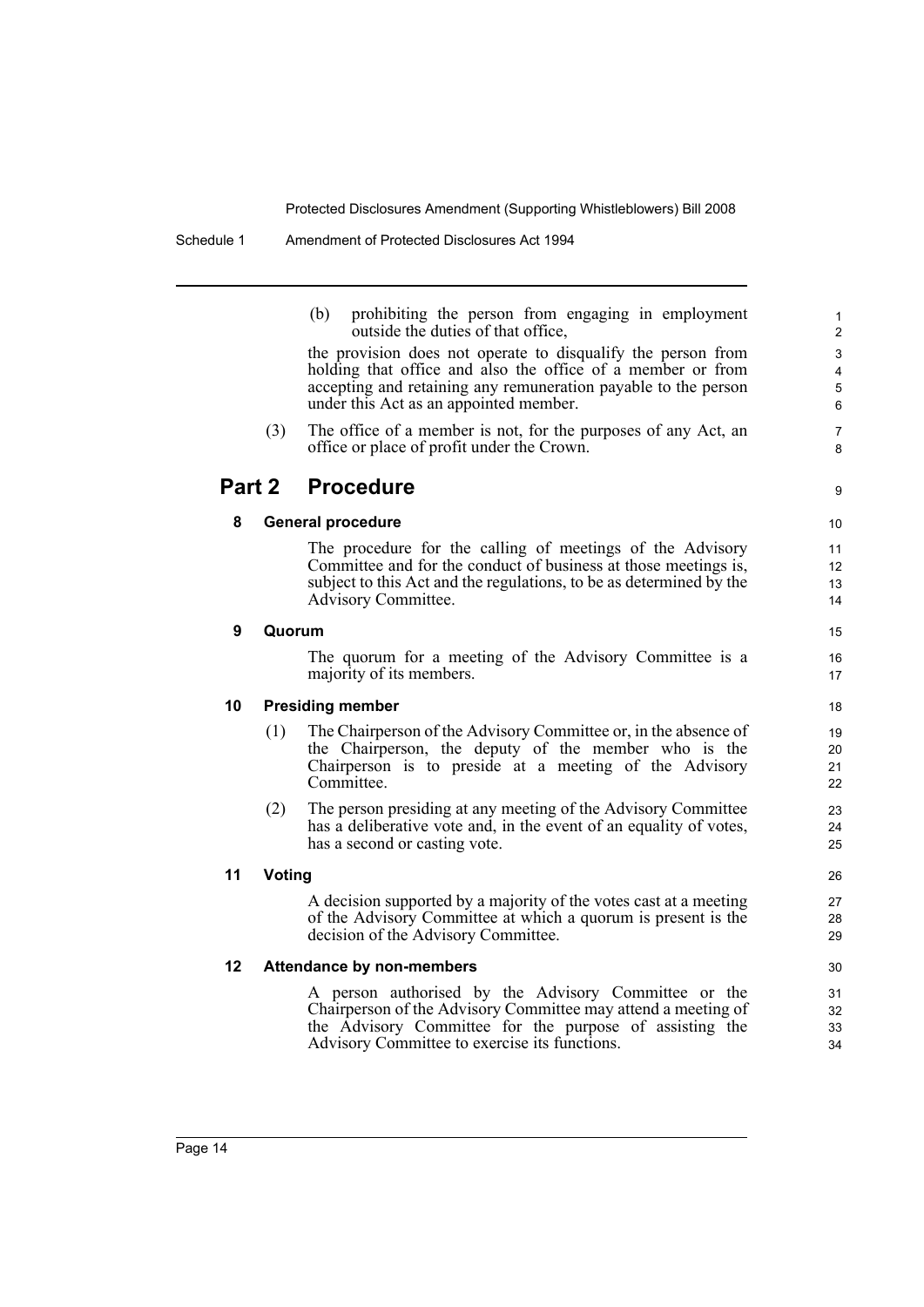(b) prohibiting the person from engaging in employment outside the duties of that office,

the provision does not operate to disqualify the person from holding that office and also the office of a member or from accepting and retaining any remuneration payable to the person under this Act as an appointed member.

(3) The office of a member is not, for the purposes of any Act, an office or place of profit under the Crown.

## Part 2 Procedure

### 8 General procedure

The procedure for the calling of meetings of the Advisory Committee and for the conduct of business at those meetings is, subject to this Act and the regulations, to be as determined by the Advisory Committee.

### 9 Quorum

The quorum for a meeting of the Advisory Committee is a majority of its members.

### 10 Presiding member

(1) The Chairperson of the Advisory Committee or, in the absence of the Chairperson, the deputy of the member who is the Chairperson is to preside at a meeting of the Advisory Committee.

(2) The person presiding at any meeting of the Advisory Committee has a deliberative vote and, in the event of an equality of votes, has a second or casting vote.

### 11 Voting

A decision supported by a majority of the votes cast at a meeting of the Advisory Committee at which a quorum is present is the decision of the Advisory Committee.

### 12 Attendance by non-members

A person authorised by the Advisory Committee or the Chairperson of the Advisory Committee may attend a meeting of the Advisory Committee for the purpose of assisting the Advisory Committee to exercise its functions.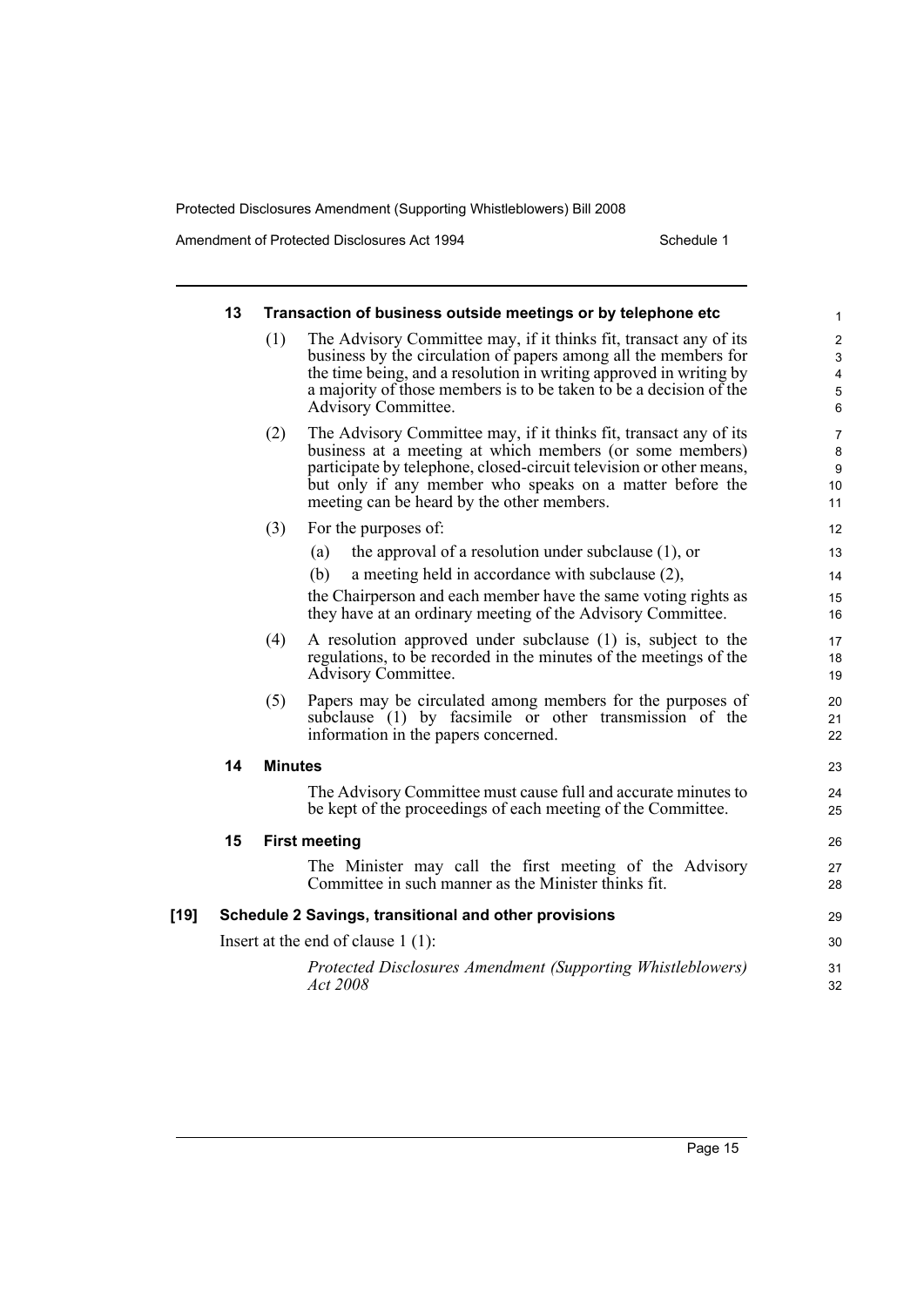#### 13 Transaction of business outside meetings or by telephone etc

(1) The Advisory Committee may, if it thinks fit, transact any of its business by the circulation of papers among all the members for the time being, and a resolution in writing approved in writing by a majority of those members is to be taken to be a decision of the Advisory Committee.

(2) The Advisory Committee may, if it thinks fit, transact any of its business at a meeting at which members (or some members) participate by telephone, closed-circuit television or other means, but only if any member who speaks on a matter before the meeting can be heard by the other members.

(3) For the purposes of:

(a) the approval of a resolution under subclause (1), or

(b) a meeting held in accordance with subclause (2),

the Chairperson and each member have the same voting rights as they have at an ordinary meeting of the Advisory Committee.

(4) A resolution approved under subclause (1) is, subject to the regulations, to be recorded in the minutes of the meetings of the Advisory Committee.

(5) Papers may be circulated among members for the purposes of subclause (1) by facsimile or other transmission of the information in the papers concerned.

#### 14 Minutes

The Advisory Committee must cause full and accurate minutes to be kept of the proceedings of each meeting of the Committee.

#### 15 First meeting

The Minister may call the first meeting of the Advisory Committee in such manner as the Minister thinks fit.

### [19] Schedule 2 Savings, transitional and other provisions

Insert at the end of clause 1 (1):

*Protected Disclosures Amendment (Supporting Whistleblowers) Act 2008*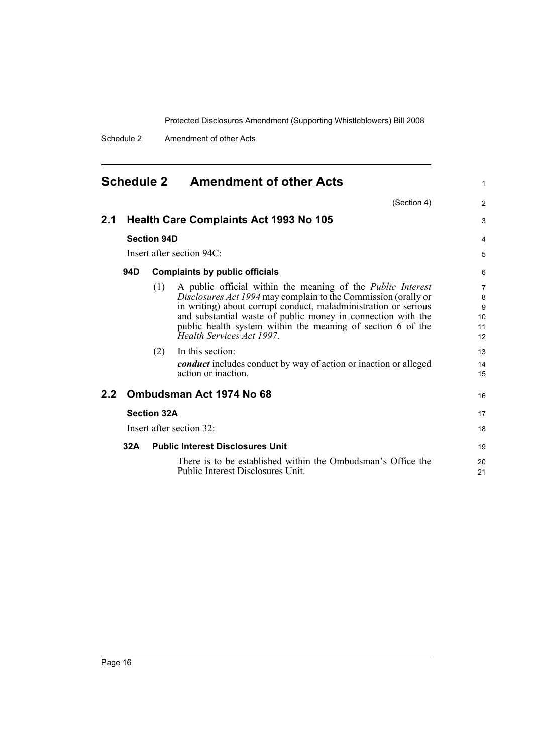# Schedule 2 Amendment of other Acts

(Section 4)

## 2.1 Health Care Complaints Act 1993 No 105

### Section 94D

Insert after section 94C:

#### 94D Complaints by public officials

(1) A public official within the meaning of the *Public Interest Disclosures Act 1994* may complain to the Commission (orally or in writing) about corrupt conduct, maladministration or serious and substantial waste of public money in connection with the public health system within the meaning of section 6 of the *Health Services Act 1997*.

(2) In this section:

***conduct*** includes conduct by way of action or inaction or alleged action or inaction.

## 2.2 Ombudsman Act 1974 No 68

### Section 32A

Insert after section 32:

#### 32A Public Interest Disclosures Unit

There is to be established within the Ombudsman's Office the Public Interest Disclosures Unit.